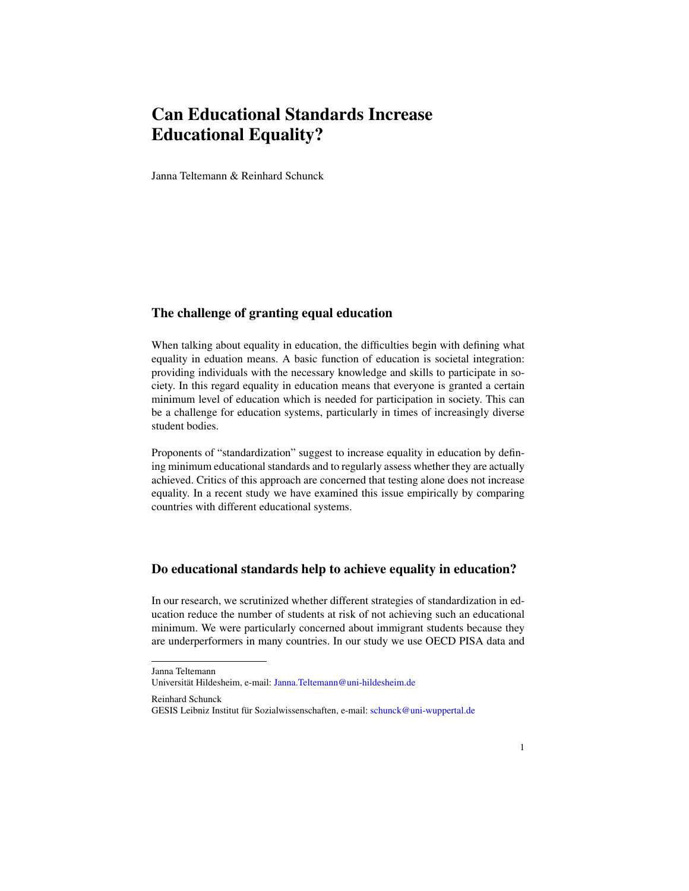# Can Educational Standards Increase Educational Equality?

Janna Teltemann & Reinhard Schunck

## The challenge of granting equal education

When talking about equality in education, the difficulties begin with defining what equality in eduation means. A basic function of education is societal integration: providing individuals with the necessary knowledge and skills to participate in society. In this regard equality in education means that everyone is granted a certain minimum level of education which is needed for participation in society. This can be a challenge for education systems, particularly in times of increasingly diverse student bodies.

Proponents of "standardization" suggest to increase equality in education by defining minimum educational standards and to regularly assess whether they are actually achieved. Critics of this approach are concerned that testing alone does not increase equality. In a recent study we have examined this issue empirically by comparing countries with different educational systems.

## Do educational standards help to achieve equality in education?

In our research, we scrutinized whether different strategies of standardization in education reduce the number of students at risk of not achieving such an educational minimum. We were particularly concerned about immigrant students because they are underperformers in many countries. In our study we use OECD PISA data and

---

Janna Teltemann
Universität Hildesheim, e-mail: Janna.Teltemann@uni-hildesheim.de

Reinhard Schunck
GESIS Leibniz Institut für Sozialwissenschaften, e-mail: schunck@uni-wuppertal.de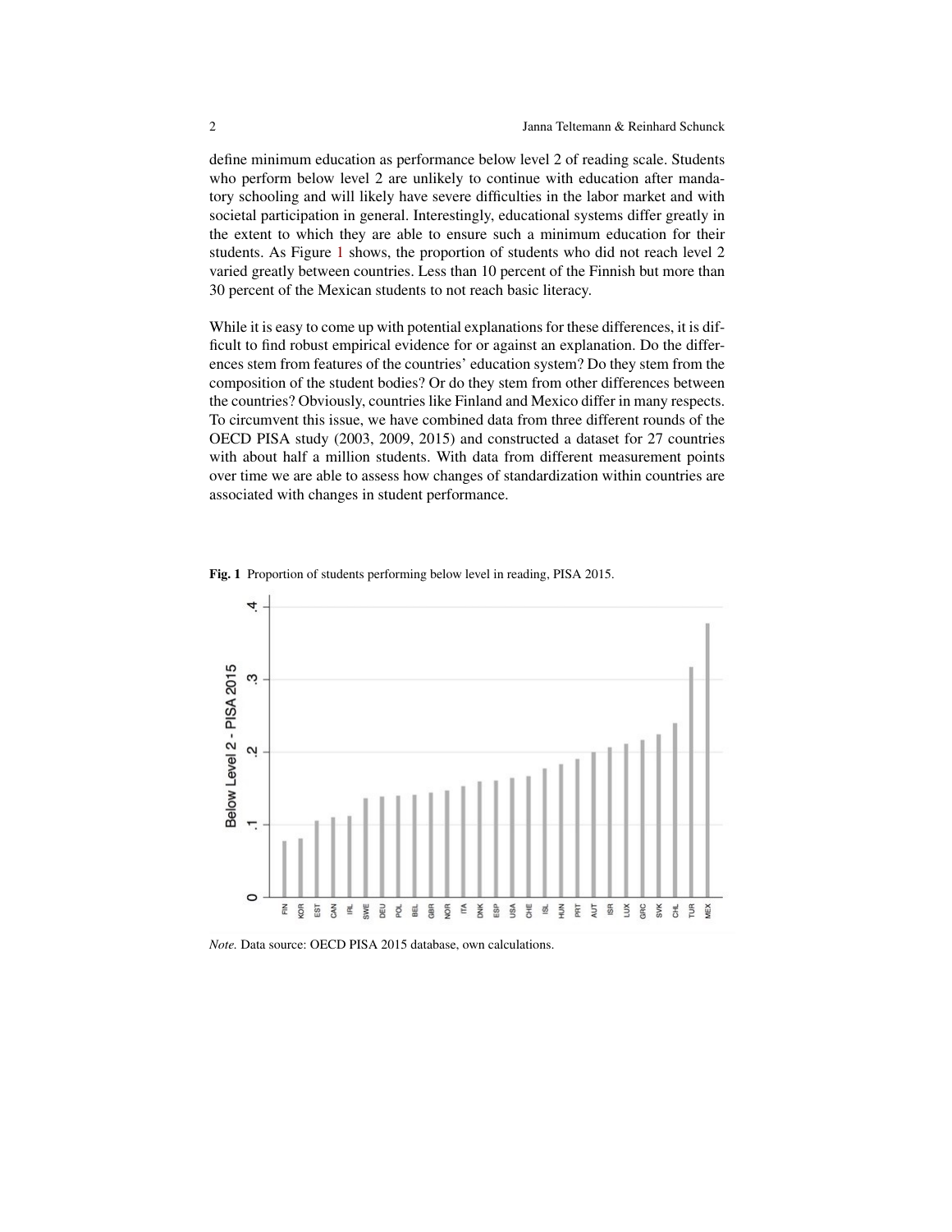define minimum education as performance below level 2 of reading scale. Students who perform below level 2 are unlikely to continue with education after mandatory schooling and will likely have severe difficulties in the labor market and with societal participation in general. Interestingly, educational systems differ greatly in the extent to which they are able to ensure such a minimum education for their students. As Figure 1 shows, the proportion of students who did not reach level 2 varied greatly between countries. Less than 10 percent of the Finnish but more than 30 percent of the Mexican students to not reach basic literacy.

While it is easy to come up with potential explanations for these differences, it is difficult to find robust empirical evidence for or against an explanation. Do the differences stem from features of the countries' education system? Do they stem from the composition of the student bodies? Or do they stem from other differences between the countries? Obviously, countries like Finland and Mexico differ in many respects. To circumvent this issue, we have combined data from three different rounds of the OECD PISA study (2003, 2009, 2015) and constructed a dataset for 27 countries with about half a million students. With data from different measurement points over time we are able to assess how changes of standardization within countries are associated with changes in student performance.

**Fig. 1** Proportion of students performing below level in reading, PISA 2015.

*Note.* Data source: OECD PISA 2015 database, own calculations.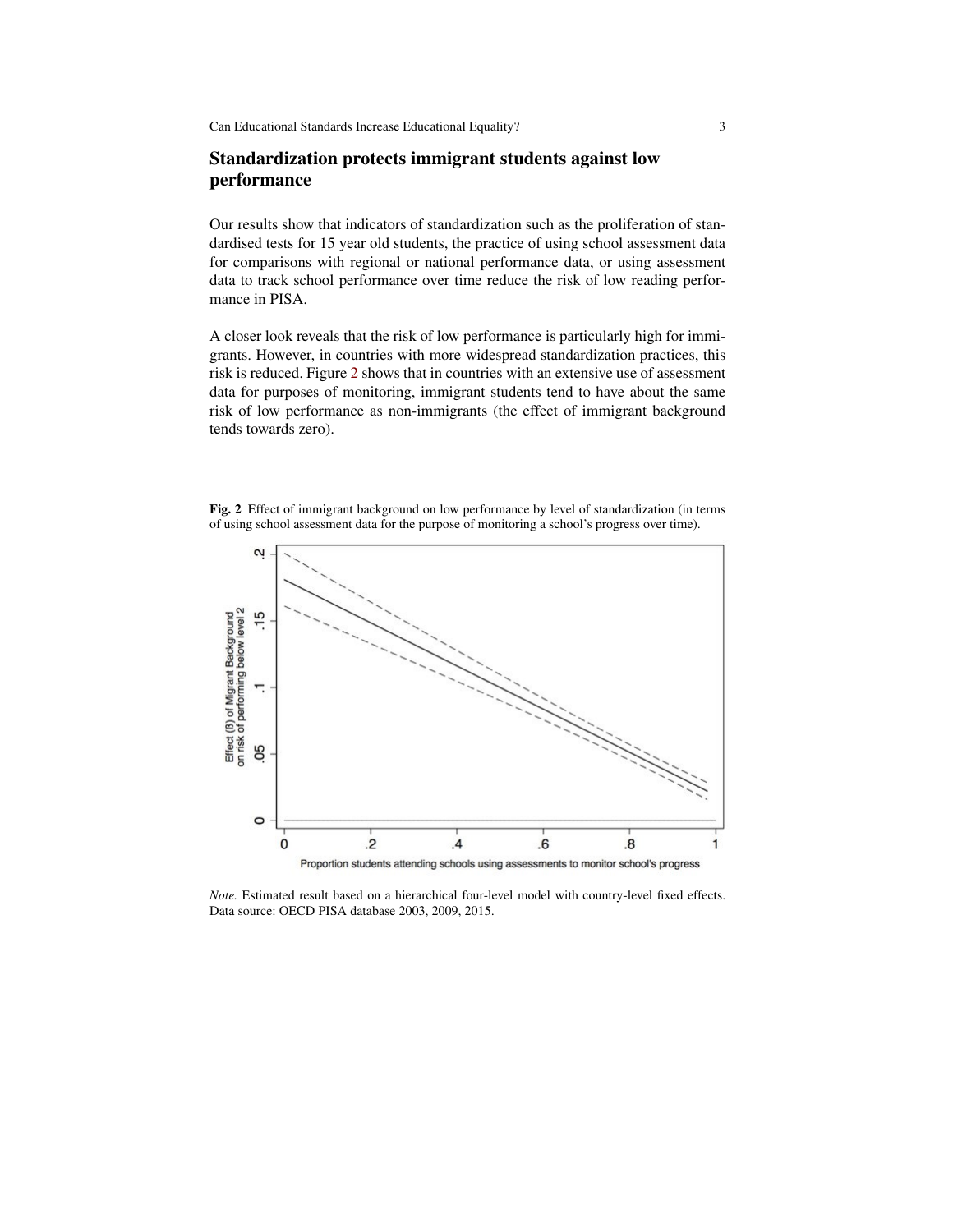## Standardization protects immigrant students against low performance

Our results show that indicators of standardization such as the proliferation of standardised tests for 15 year old students, the practice of using school assessment data for comparisons with regional or national performance data, or using assessment data to track school performance over time reduce the risk of low reading performance in PISA.

A closer look reveals that the risk of low performance is particularly high for immigrants. However, in countries with more widespread standardization practices, this risk is reduced. Figure 2 shows that in countries with an extensive use of assessment data for purposes of monitoring, immigrant students tend to have about the same risk of low performance as non-immigrants (the effect of immigrant background tends towards zero).

**Fig. 2** Effect of immigrant background on low performance by level of standardization (in terms of using school assessment data for the purpose of monitoring a school's progress over time).

*Note.* Estimated result based on a hierarchical four-level model with country-level fixed effects. Data source: OECD PISA database 2003, 2009, 2015.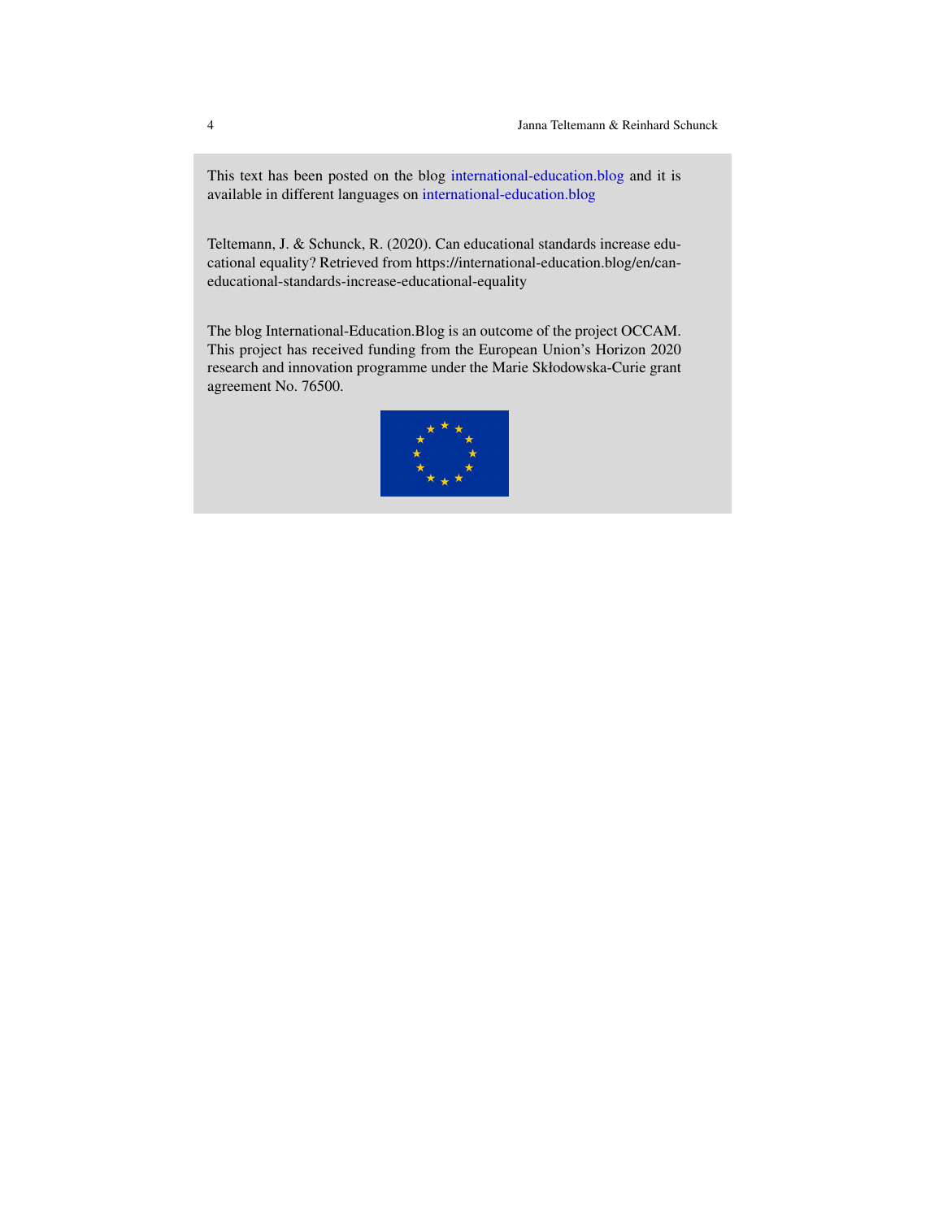This text has been posted on the blog international-education.blog and it is available in different languages on international-education.blog

Teltemann, J. & Schunck, R. (2020). Can educational standards increase educational equality? Retrieved from https://international-education.blog/en/can-educational-standards-increase-educational-equality

The blog International-Education.Blog is an outcome of the project OCCAM. This project has received funding from the European Union's Horizon 2020 research and innovation programme under the Marie Skłodowska-Curie grant agreement No. 76500.